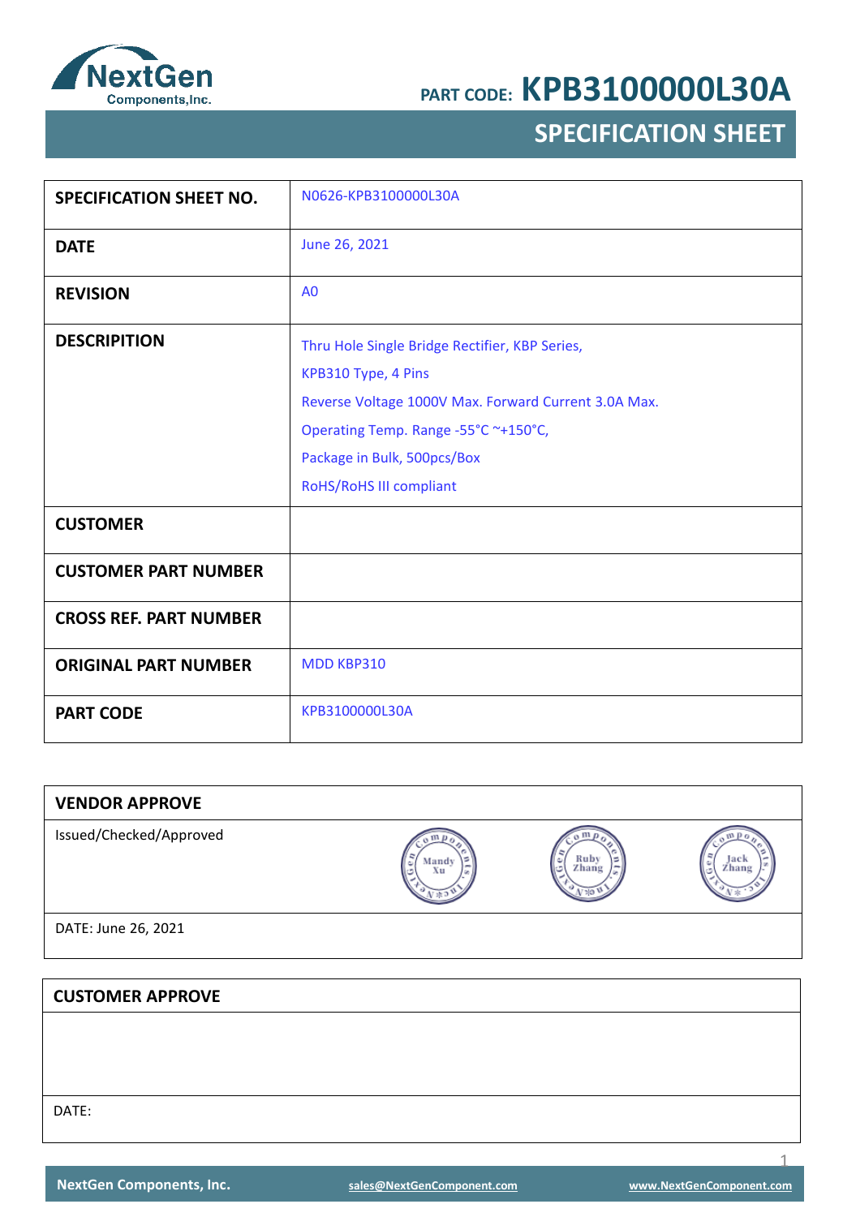NextGen Components,Inc.

PART CODE: **KPB3100000L30A**

# SPECIFICATION SHEET

| | |
|---|---|
| **SPECIFICATION SHEET NO.** | N0626-KPB3100000L30A |
| **DATE** | June 26, 2021 |
| **REVISION** | A0 |
| **DESCRIPITION** | Thru Hole Single Bridge Rectifier, KBP Series,<br>KPB310 Type, 4 Pins<br>Reverse Voltage 1000V Max. Forward Current 3.0A Max.<br>Operating Temp. Range -55°C ~+150°C,<br>Package in Bulk, 500pcs/Box<br>RoHS/RoHS III compliant |
| **CUSTOMER** | |
| **CUSTOMER PART NUMBER** | |
| **CROSS REF. PART NUMBER** | |
| **ORIGINAL PART NUMBER** | MDD KBP310 |
| **PART CODE** | KPB3100000L30A |

| **VENDOR APPROVE** | | | |
|---|---|---|---|
| Issued/Checked/Approved | Mandy Xu | Ruby Zhang | Jack Zhang |
| DATE: June 26, 2021 | | | |

| **CUSTOMER APPROVE** |
|---|
| |
| DATE: |

NextGen Components, Inc. sales@NextGenComponent.com www.NextGenComponent.com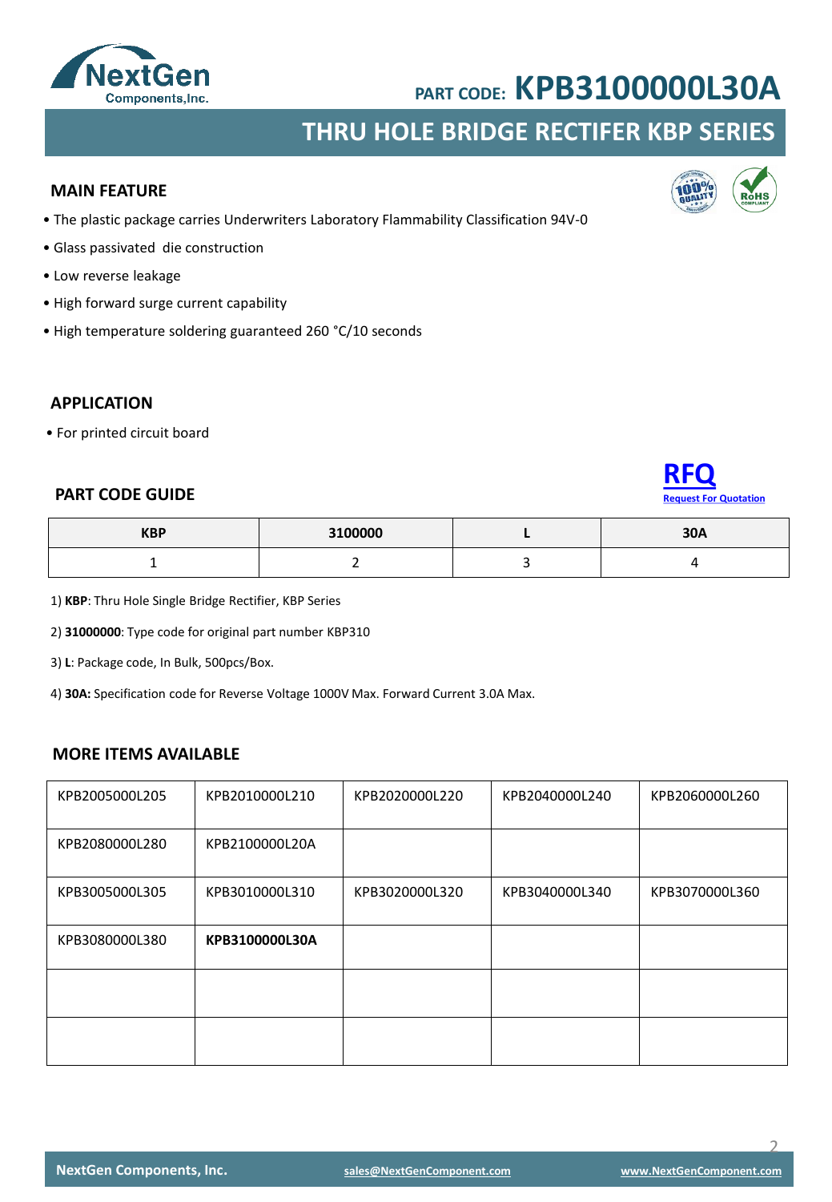PART CODE: **KPB3100000L30A**

# THRU HOLE BRIDGE RECTIFER KBP SERIES

## MAIN FEATURE

- The plastic package carries Underwriters Laboratory Flammability Classification 94V-0
- Glass passivated die construction
- Low reverse leakage
- High forward surge current capability
- High temperature soldering guaranteed 260 °C/10 seconds

## APPLICATION

- For printed circuit board

## PART CODE GUIDE

**RFQ**
Request For Quotation

| KBP | 3100000 | L | 30A |
|---|---|---|---|
| 1 | 2 | 3 | 4 |

1) **KBP**: Thru Hole Single Bridge Rectifier, KBP Series

2) **31000000**: Type code for original part number KBP310

3) **L**: Package code, In Bulk, 500pcs/Box.

4) **30A:** Specification code for Reverse Voltage 1000V Max. Forward Current 3.0A Max.

## MORE ITEMS AVAILABLE

| | | | | |
|---|---|---|---|---|
| KPB2005000L205 | KPB2010000L210 | KPB2020000L220 | KPB2040000L240 | KPB2060000L260 |
| KPB2080000L280 | KPB2100000L20A | | | |
| KPB3005000L305 | KPB3010000L310 | KPB3020000L320 | KPB3040000L340 | KPB3070000L360 |
| KPB3080000L380 | **KPB3100000L30A** | | | |
| | | | | |
| | | | | |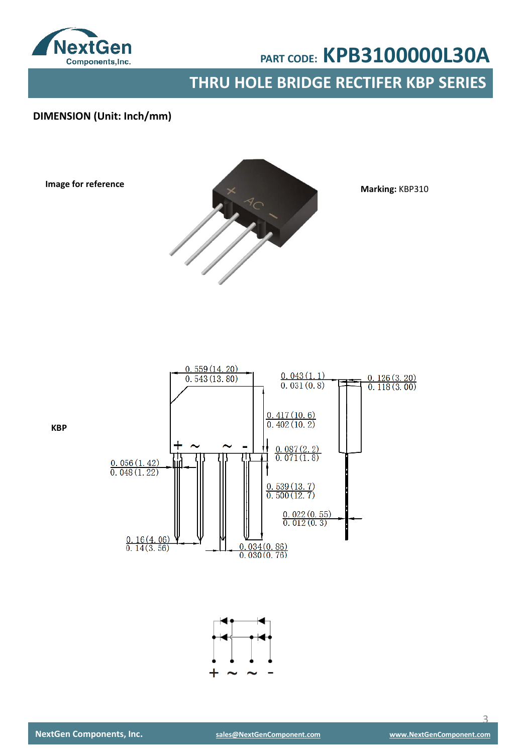PART CODE: **KPB3100000L30A**

## THRU HOLE BRIDGE RECTIFER KBP SERIES

**DIMENSION (Unit: Inch/mm)**

**Image for reference**

**Marking:** KBP310

**KBP**

0. 559 (14. 20)
0. 543 (13. 80)

0. 043 (1. 1)
0. 031 (0. 8)

0. 126 (3. 20)
0. 118 (3. 00)

0. 417 (10. 6)
0. 402 (10. 2)

0. 087 (2. 2)
0. 071 (1. 8)

0. 056 (1. 42)
0. 048 (1. 22)

0. 539 (13. 7)
0. 500 (12. 7)

0. 022 (0. 55)
0. 012 (0. 3)

0. 16 (4. 06)
0. 14 (3. 56)

0. 034 (0. 86)
0. 030 (0. 76)

\+ ~ ~ -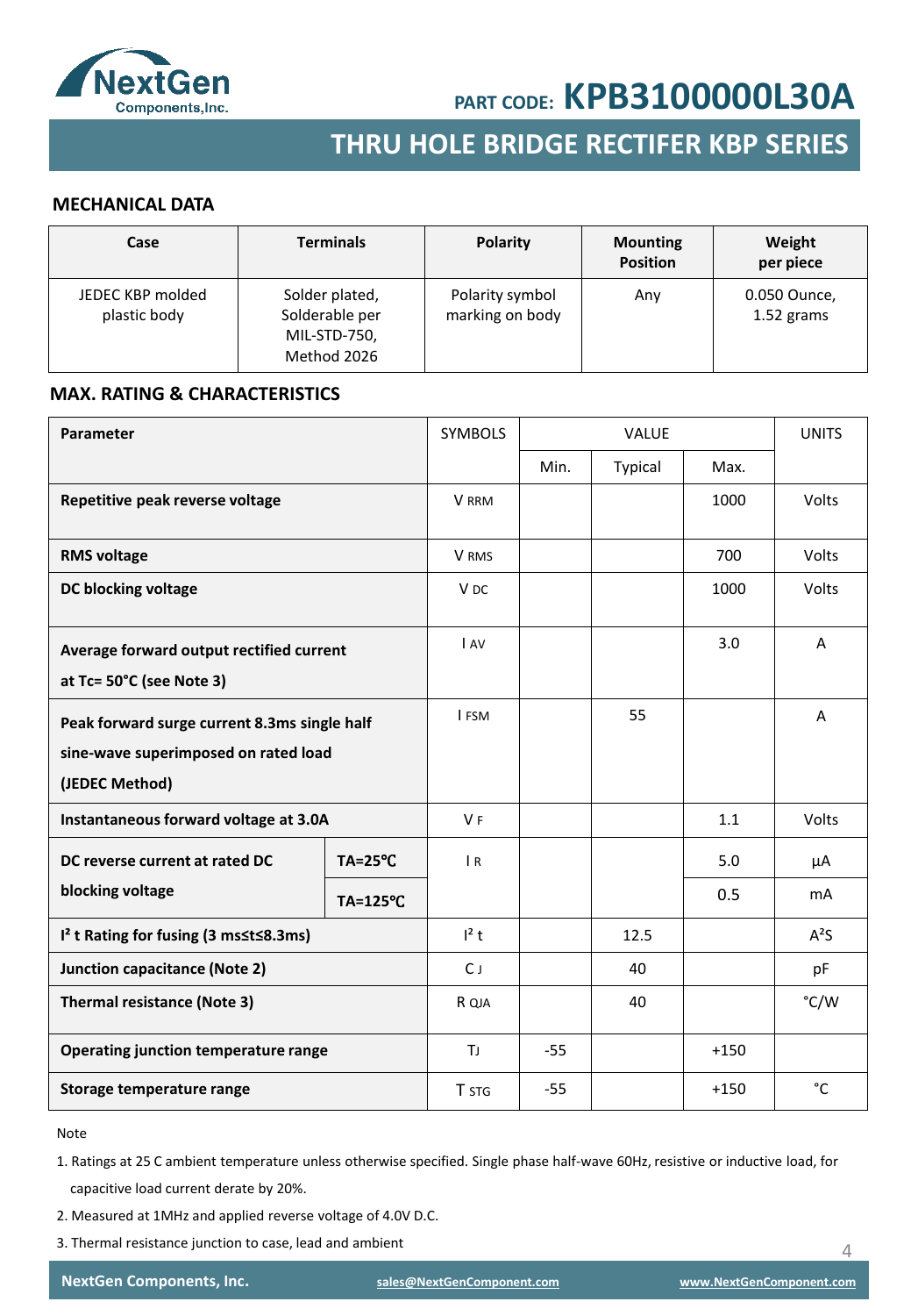PART CODE: **KPB3100000L30A**

# THRU HOLE BRIDGE RECTIFER KBP SERIES

## MECHANICAL DATA

| Case | Terminals | Polarity | Mounting Position | Weight per piece |
|---|---|---|---|---|
| JEDEC KBP molded plastic body | Solder plated, Solderable per MIL-STD-750, Method 2026 | Polarity symbol marking on body | Any | 0.050 Ounce, 1.52 grams |

## MAX. RATING & CHARACTERISTICS

| Parameter | | SYMBOLS | VALUE | | | UNITS |
|---|---|---|---|---|---|---|
| | | | Min. | Typical | Max. | |
| **Repetitive peak reverse voltage** | | $V_{RRM}$ | | | 1000 | Volts |
| **RMS voltage** | | $V_{RMS}$ | | | 700 | Volts |
| **DC blocking voltage** | | $V_{DC}$ | | | 1000 | Volts |
| **Average forward output rectified current at Tc= 50°C (see Note 3)** | | $I_{AV}$ | | | 3.0 | A |
| **Peak forward surge current 8.3ms single half sine-wave superimposed on rated load (JEDEC Method)** | | $I_{FSM}$ | | 55 | | A |
| **Instantaneous forward voltage at 3.0A** | | $V_F$ | | | 1.1 | Volts |
| **DC reverse current at rated DC blocking voltage** | **TA=25℃** | $I_R$ | | | 5.0 | μA |
| | **TA=125℃** | | | | 0.5 | mA |
| **$I^2$ t Rating for fusing (3 ms≤t≤8.3ms)** | | $I^2t$ | | 12.5 | | $A^2S$ |
| **Junction capacitance (Note 2)** | | $C_J$ | | 40 | | pF |
| **Thermal resistance (Note 3)** | | $R_{QJA}$ | | 40 | | °C/W |
| **Operating junction temperature range** | | $T_J$ | -55 | | +150 | |
| **Storage temperature range** | | $T_{STG}$ | -55 | | +150 | °C |

Note

1. Ratings at 25 C ambient temperature unless otherwise specified. Single phase half-wave 60Hz, resistive or inductive load, for capacitive load current derate by 20%.
2. Measured at 1MHz and applied reverse voltage of 4.0V D.C.
3. Thermal resistance junction to case, lead and ambient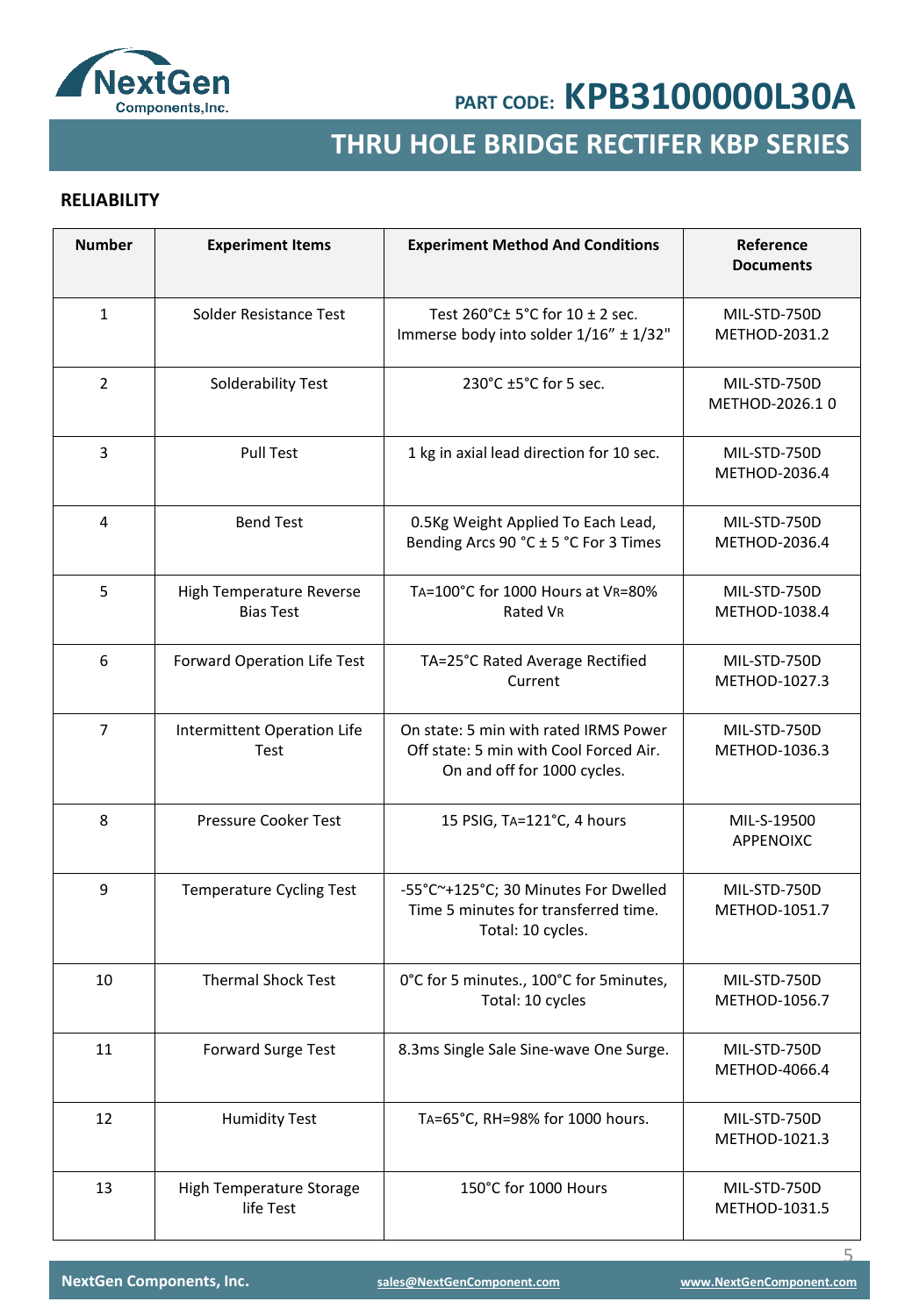## RELIABILITY

| Number | Experiment Items | Experiment Method And Conditions | Reference Documents |
|---|---|---|---|
| 1 | Solder Resistance Test | Test 260°C± 5°C for 10 ± 2 sec. Immerse body into solder 1/16" ± 1/32" | MIL-STD-750D METHOD-2031.2 |
| 2 | Solderability Test | 230°C ±5°C for 5 sec. | MIL-STD-750D METHOD-2026.1 0 |
| 3 | Pull Test | 1 kg in axial lead direction for 10 sec. | MIL-STD-750D METHOD-2036.4 |
| 4 | Bend Test | 0.5Kg Weight Applied To Each Lead, Bending Arcs 90 °C ± 5 °C For 3 Times | MIL-STD-750D METHOD-2036.4 |
| 5 | High Temperature Reverse Bias Test | $T_A$=100°C for 1000 Hours at $V_R$=80% Rated $V_R$ | MIL-STD-750D METHOD-1038.4 |
| 6 | Forward Operation Life Test | TA=25°C Rated Average Rectified Current | MIL-STD-750D METHOD-1027.3 |
| 7 | Intermittent Operation Life Test | On state: 5 min with rated IRMS Power Off state: 5 min with Cool Forced Air. On and off for 1000 cycles. | MIL-STD-750D METHOD-1036.3 |
| 8 | Pressure Cooker Test | 15 PSIG, $T_A$=121°C, 4 hours | MIL-S-19500 APPENOIXC |
| 9 | Temperature Cycling Test | -55°C~+125°C; 30 Minutes For Dwelled Time 5 minutes for transferred time. Total: 10 cycles. | MIL-STD-750D METHOD-1051.7 |
| 10 | Thermal Shock Test | 0°C for 5 minutes., 100°C for 5minutes, Total: 10 cycles | MIL-STD-750D METHOD-1056.7 |
| 11 | Forward Surge Test | 8.3ms Single Sale Sine-wave One Surge. | MIL-STD-750D METHOD-4066.4 |
| 12 | Humidity Test | $T_A$=65°C, RH=98% for 1000 hours. | MIL-STD-750D METHOD-1021.3 |
| 13 | High Temperature Storage life Test | 150°C for 1000 Hours | MIL-STD-750D METHOD-1031.5 |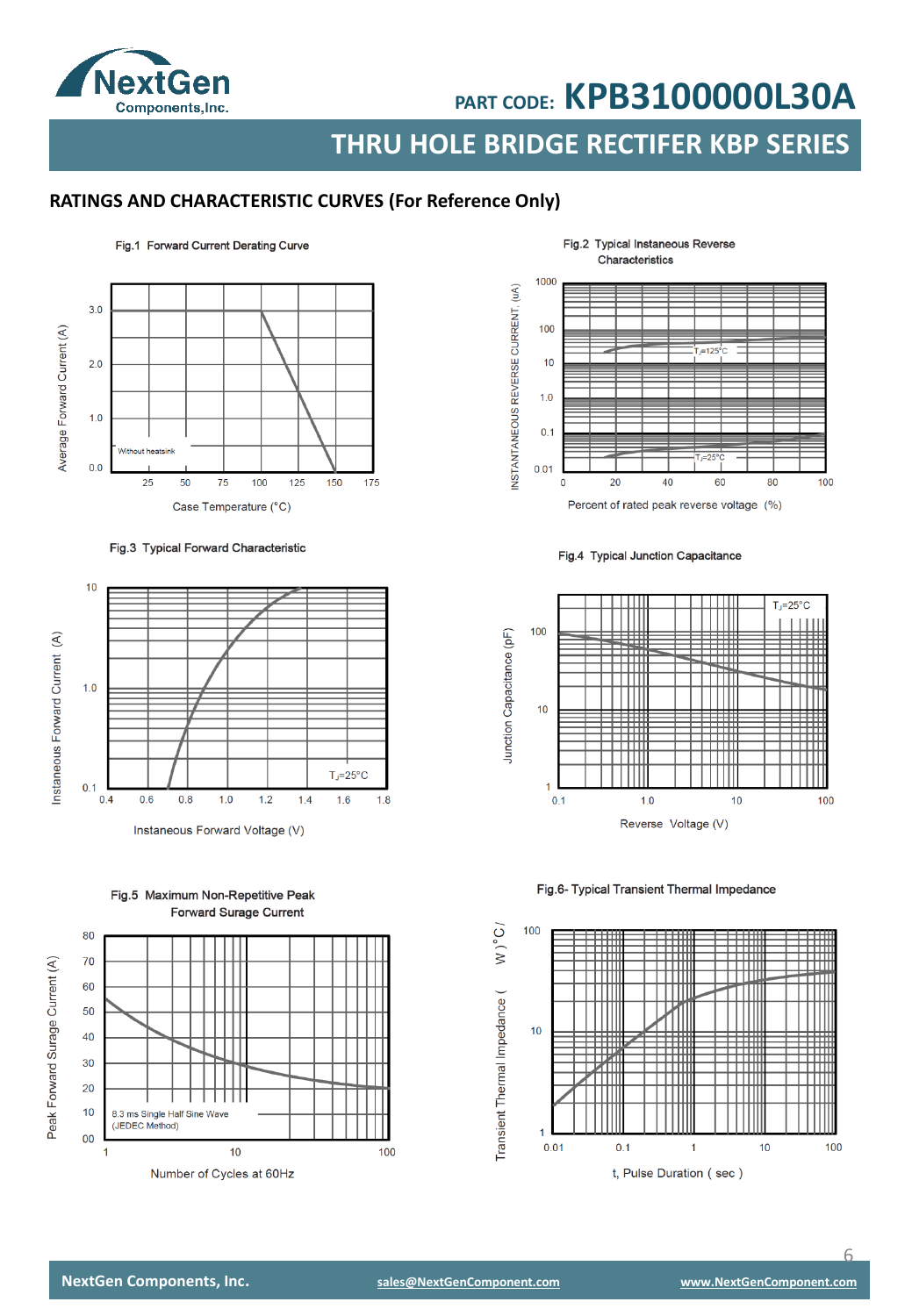PART CODE: **KPB3100000L30A**

## THRU HOLE BRIDGE RECTIFER KBP SERIES

### RATINGS AND CHARACTERISTIC CURVES (For Reference Only)

Fig.1 Forward Current Derating Curve

Average Forward Current (A)

3.0
2.0
1.0
0.0

Without heatsink

25 50 75 100 125 150 175

Case Temperature (°C)

Fig.2 Typical Instaneous Reverse Characteristics

INSTANTANEOUS REVERSE CURRENT, (uA)

1000
100
10
1.0
0.1
0.01

$T_J$=125°C

$T_J$=25°C

0 20 40 60 80 100

Percent of rated peak reverse voltage (%)

Fig.3 Typical Forward Characteristic

Instaneous Forward Current (A)

10
1.0
0.1

$T_J$=25°C

0.4 0.6 0.8 1.0 1.2 1.4 1.6 1.8

Instaneous Forward Voltage (V)

Fig.4 Typical Junction Capacitance

Junction Capacitance (pF)

100
10
1

$T_J$=25°C

0.1 1.0 10 100

Reverse Voltage (V)

Fig.5 Maximum Non-Repetitive Peak Forward Surge Current

Peak Forward Surge Current (A)

80
70
60
50
40
30
20
10
00

8.3 ms Single Half Sine Wave
(JEDEC Method)

1 10 100

Number of Cycles at 60Hz

Fig.6- Typical Transient Thermal Impedance

Transient Thermal Impedance ( °C / W )

100
10
1

0.01 0.1 1 10 100

t, Pulse Duration ( sec )

NextGen Components, Inc. sales@NextGenComponent.com www.NextGenComponent.com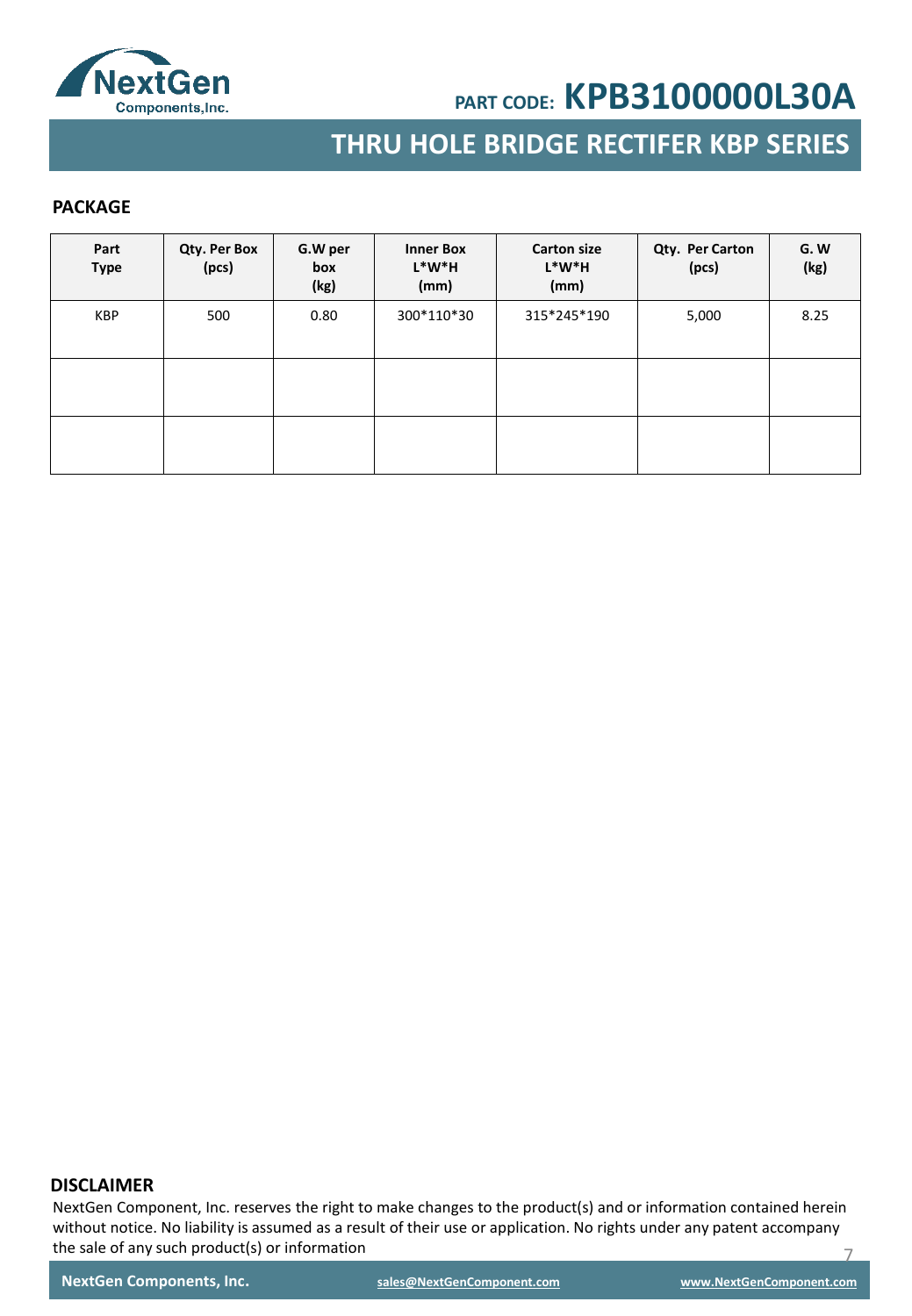## PACKAGE

| Part Type | Qty. Per Box (pcs) | G.W per box (kg) | Inner Box L*W*H (mm) | Carton size L*W*H (mm) | Qty. Per Carton (pcs) | G. W (kg) |
|---|---|---|---|---|---|---|
| KBP | 500 | 0.80 | 300*110*30 | 315*245*190 | 5,000 | 8.25 |
| | | | | | | |
| | | | | | | |

## DISCLAIMER

NextGen Component, Inc. reserves the right to make changes to the product(s) and or information contained herein without notice. No liability is assumed as a result of their use or application. No rights under any patent accompany the sale of any such product(s) or information